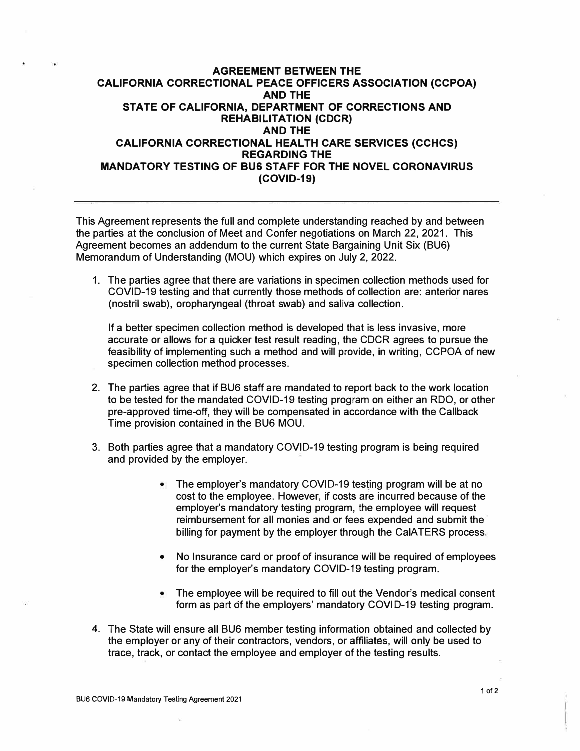# AGREEMENT BETWEEN THE CALIFORNIA CORRECTIONAL PEACE OFFICERS ASSOCIATION (CCPOA) AND THE STATE OF CALIFORNIA, DEPARTMENT OF CORRECTIONS AND REHABILITATION (CDCR) AND THE CALIFORNIA CORRECTIONAL HEALTH CARE SERVICES (CCHCS) REGARDING THE MANDATORY TESTING OF BU6 STAFF FOR THE NOVEL CORONAVIRUS (COVID-19)

---

This Agreement represents the full and complete understanding reached by and between the parties at the conclusion of Meet and Confer negotiations on March 22, 2021. This Agreement becomes an addendum to the current State Bargaining Unit Six (BU6) Memorandum of Understanding (MOU) which expires on July 2, 2022.

1. The parties agree that there are variations in specimen collection methods used for COVID-19 testing and that currently those methods of collection are: anterior nares (nostril swab), oropharyngeal (throat swab) and saliva collection.

   If a better specimen collection method is developed that is less invasive, more accurate or allows for a quicker test result reading, the CDCR agrees to pursue the feasibility of implementing such a method and will provide, in writing, CCPOA of new specimen collection method processes.

2. The parties agree that if BU6 staff are mandated to report back to the work location to be tested for the mandated COVID-19 testing program on either an RDO, or other pre-approved time-off, they will be compensated in accordance with the Callback Time provision contained in the BU6 MOU.

3. Both parties agree that a mandatory COVID-19 testing program is being required and provided by the employer.

   - The employer's mandatory COVID-19 testing program will be at no cost to the employee. However, if costs are incurred because of the employer's mandatory testing program, the employee will request reimbursement for all monies and or fees expended and submit the billing for payment by the employer through the CalATERS process.

   - No Insurance card or proof of insurance will be required of employees for the employer's mandatory COVID-19 testing program.

   - The employee will be required to fill out the Vendor's medical consent form as part of the employers' mandatory COVID-19 testing program.

4. The State will ensure all BU6 member testing information obtained and collected by the employer or any of their contractors, vendors, or affiliates, will only be used to trace, track, or contact the employee and employer of the testing results.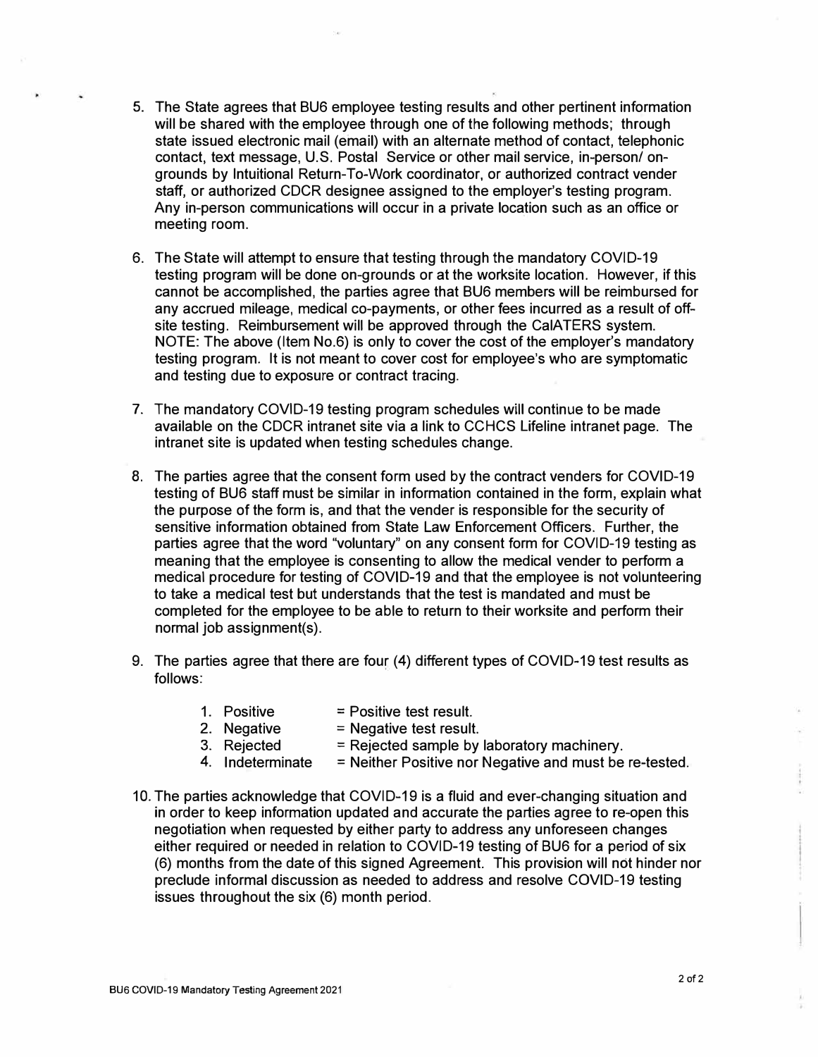5. The State agrees that BU6 employee testing results and other pertinent information will be shared with the employee through one of the following methods; through state issued electronic mail (email) with an alternate method of contact, telephonic contact, text message, U.S. Postal Service or other mail service, in-person/ on-grounds by Intuitional Return-To-Work coordinator, or authorized contract vender staff, or authorized CDCR designee assigned to the employer's testing program. Any in-person communications will occur in a private location such as an office or meeting room.

6. The State will attempt to ensure that testing through the mandatory COVID-19 testing program will be done on-grounds or at the worksite location. However, if this cannot be accomplished, the parties agree that BU6 members will be reimbursed for any accrued mileage, medical co-payments, or other fees incurred as a result of off-site testing. Reimbursement will be approved through the CalATERS system. NOTE: The above (Item No.6) is only to cover the cost of the employer's mandatory testing program. It is not meant to cover cost for employee's who are symptomatic and testing due to exposure or contract tracing.

7. The mandatory COVID-19 testing program schedules will continue to be made available on the CDCR intranet site via a link to CCHCS Lifeline intranet page. The intranet site is updated when testing schedules change.

8. The parties agree that the consent form used by the contract venders for COVID-19 testing of BU6 staff must be similar in information contained in the form, explain what the purpose of the form is, and that the vender is responsible for the security of sensitive information obtained from State Law Enforcement Officers. Further, the parties agree that the word "voluntary" on any consent form for COVID-19 testing as meaning that the employee is consenting to allow the medical vender to perform a medical procedure for testing of COVID-19 and that the employee is not volunteering to take a medical test but understands that the test is mandated and must be completed for the employee to be able to return to their worksite and perform their normal job assignment(s).

9. The parties agree that there are four (4) different types of COVID-19 test results as follows:

   1. Positive = Positive test result.
   2. Negative = Negative test result.
   3. Rejected = Rejected sample by laboratory machinery.
   4. Indeterminate = Neither Positive nor Negative and must be re-tested.

10. The parties acknowledge that COVID-19 is a fluid and ever-changing situation and in order to keep information updated and accurate the parties agree to re-open this negotiation when requested by either party to address any unforeseen changes either required or needed in relation to COVID-19 testing of BU6 for a period of six (6) months from the date of this signed Agreement. This provision will not hinder nor preclude informal discussion as needed to address and resolve COVID-19 testing issues throughout the six (6) month period.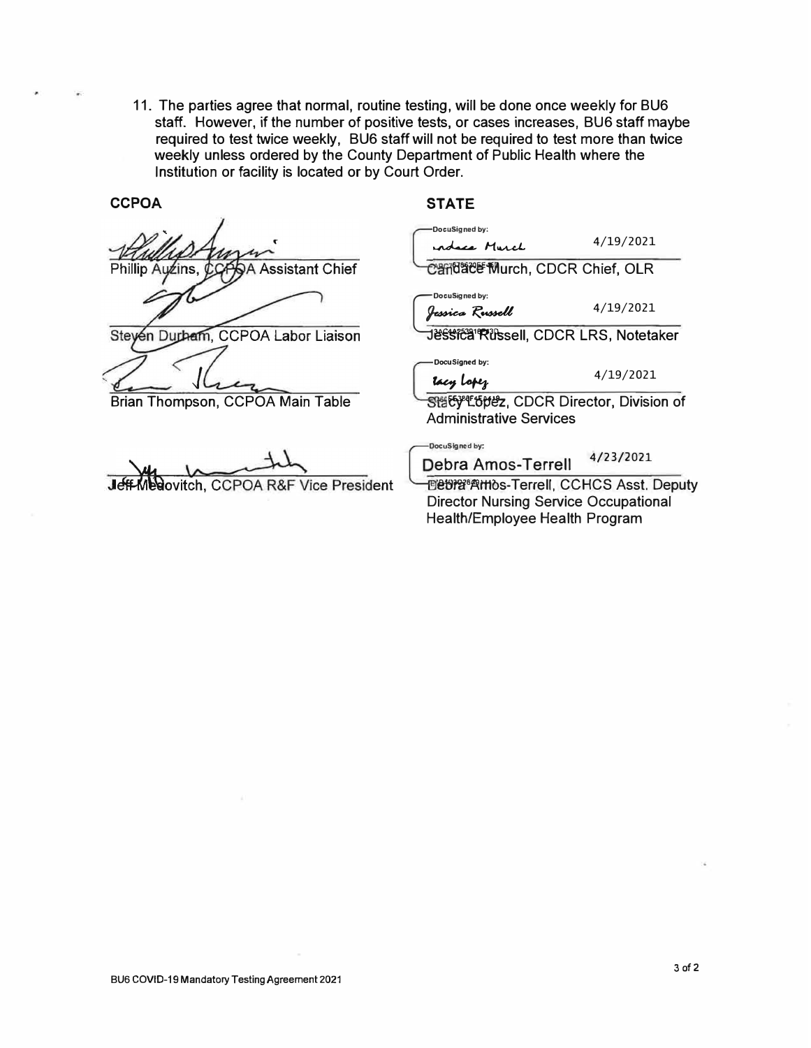11. The parties agree that normal, routine testing, will be done once weekly for BU6 staff. However, if the number of positive tests, or cases increases, BU6 staff maybe required to test twice weekly, BU6 staff will not be required to test more than twice weekly unless ordered by the County Department of Public Health where the Institution or facility is located or by Court Order.

**CCPOA**

Phillip Auzins, CCPOA Assistant Chief

Steven Durham, CCPOA Labor Liaison

Brian Thompson, CCPOA Main Table

Jeff Meadovitch, CCPOA R&F Vice President

**STATE**

DocuSigned by: 4/19/2021

Candace Murch, CDCR Chief, OLR

DocuSigned by: 4/19/2021

Jessica Russell, CDCR LRS, Notetaker

DocuSigned by: 4/19/2021

Stacy Lopez, CDCR Director, Division of Administrative Services

DocuSigned by: 4/23/2021

Debra Amos-Terrell, CCHCS Asst. Deputy Director Nursing Service Occupational Health/Employee Health Program

BU6 COVID-19 Mandatory Testing Agreement 2021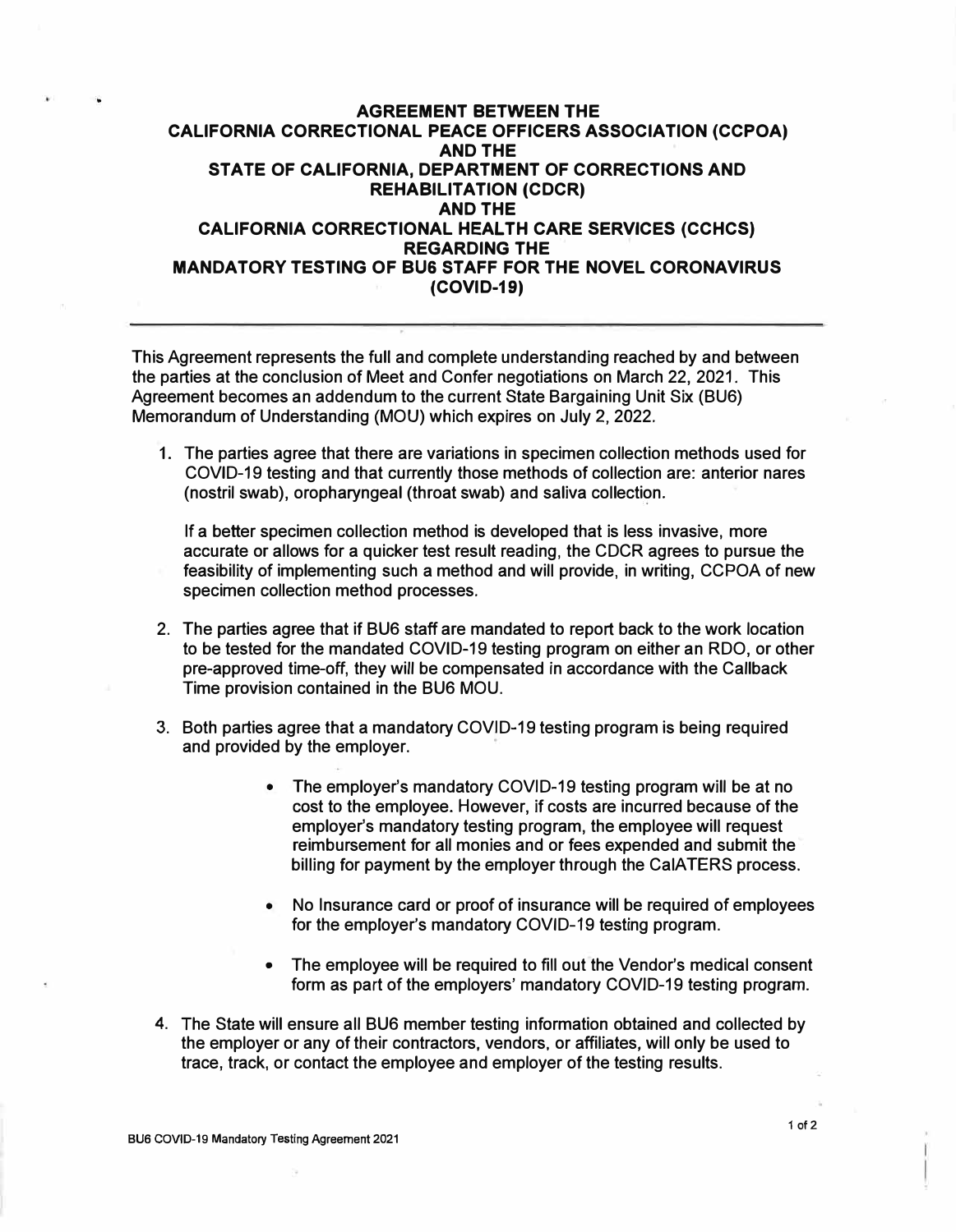# AGREEMENT BETWEEN THE CALIFORNIA CORRECTIONAL PEACE OFFICERS ASSOCIATION (CCPOA) AND THE STATE OF CALIFORNIA, DEPARTMENT OF CORRECTIONS AND REHABILITATION (CDCR) AND THE CALIFORNIA CORRECTIONAL HEALTH CARE SERVICES (CCHCS) REGARDING THE MANDATORY TESTING OF BU6 STAFF FOR THE NOVEL CORONAVIRUS (COVID-19)

---

This Agreement represents the full and complete understanding reached by and between the parties at the conclusion of Meet and Confer negotiations on March 22, 2021. This Agreement becomes an addendum to the current State Bargaining Unit Six (BU6) Memorandum of Understanding (MOU) which expires on July 2, 2022.

1. The parties agree that there are variations in specimen collection methods used for COVID-19 testing and that currently those methods of collection are: anterior nares (nostril swab), oropharyngeal (throat swab) and saliva collection.

   If a better specimen collection method is developed that is less invasive, more accurate or allows for a quicker test result reading, the CDCR agrees to pursue the feasibility of implementing such a method and will provide, in writing, CCPOA of new specimen collection method processes.

2. The parties agree that if BU6 staff are mandated to report back to the work location to be tested for the mandated COVID-19 testing program on either an RDO, or other pre-approved time-off, they will be compensated in accordance with the Callback Time provision contained in the BU6 MOU.

3. Both parties agree that a mandatory COVID-19 testing program is being required and provided by the employer.

   - The employer's mandatory COVID-19 testing program will be at no cost to the employee. However, if costs are incurred because of the employer's mandatory testing program, the employee will request reimbursement for all monies and or fees expended and submit the billing for payment by the employer through the CalATERS process.
   - No Insurance card or proof of insurance will be required of employees for the employer's mandatory COVID-19 testing program.
   - The employee will be required to fill out the Vendor's medical consent form as part of the employers' mandatory COVID-19 testing program.

4. The State will ensure all BU6 member testing information obtained and collected by the employer or any of their contractors, vendors, or affiliates, will only be used to trace, track, or contact the employee and employer of the testing results.

BU6 COVID-19 Mandatory Testing Agreement 2021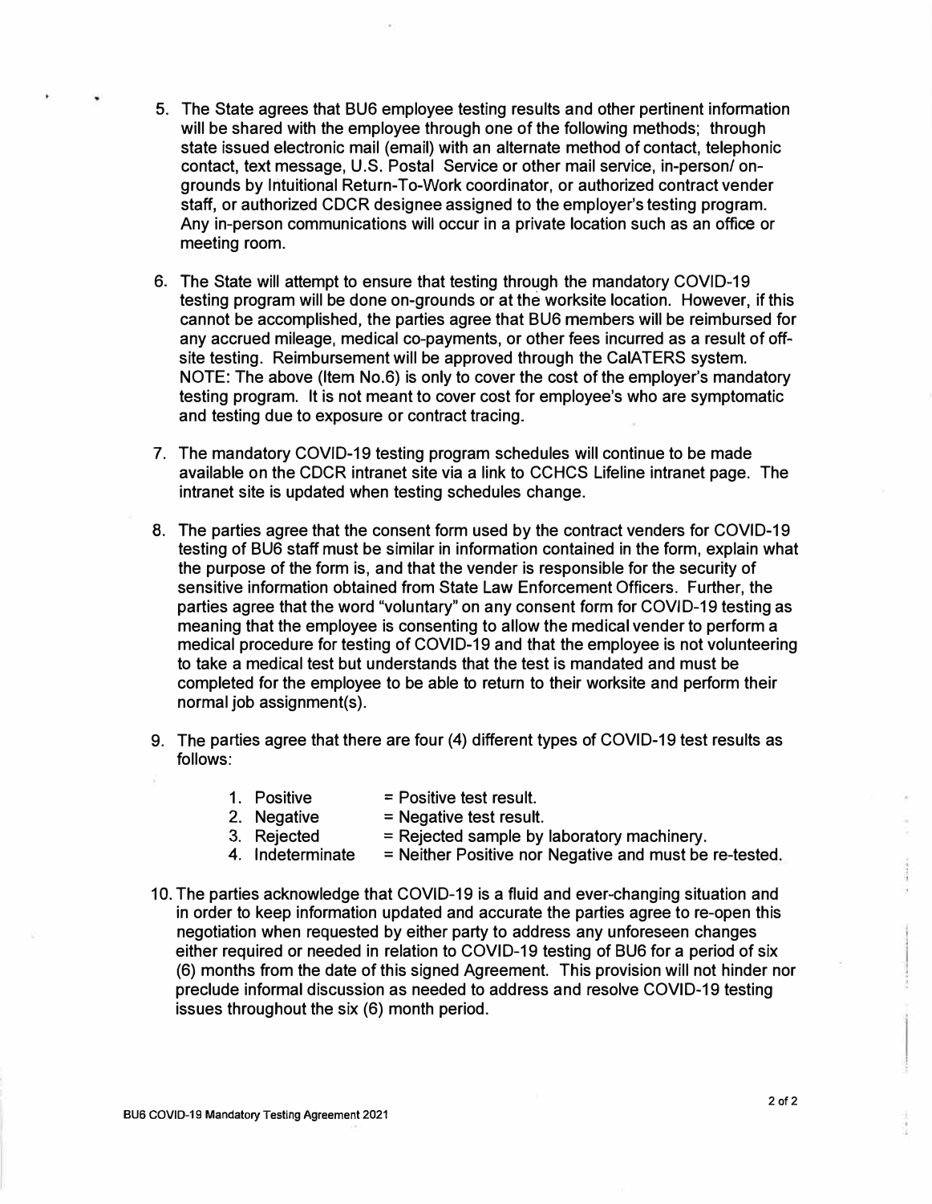5. The State agrees that BU6 employee testing results and other pertinent information will be shared with the employee through one of the following methods; through state issued electronic mail (email) with an alternate method of contact, telephonic contact, text message, U.S. Postal Service or other mail service, in-person/ on-grounds by Intuitional Return-To-Work coordinator, or authorized contract vender staff, or authorized CDCR designee assigned to the employer's testing program. Any in-person communications will occur in a private location such as an office or meeting room.

6. The State will attempt to ensure that testing through the mandatory COVID-19 testing program will be done on-grounds or at the worksite location. However, if this cannot be accomplished, the parties agree that BU6 members will be reimbursed for any accrued mileage, medical co-payments, or other fees incurred as a result of off-site testing. Reimbursement will be approved through the CalATERS system. NOTE: The above (Item No.6) is only to cover the cost of the employer's mandatory testing program. It is not meant to cover cost for employee's who are symptomatic and testing due to exposure or contract tracing.

7. The mandatory COVID-19 testing program schedules will continue to be made available on the CDCR intranet site via a link to CCHCS Lifeline intranet page. The intranet site is updated when testing schedules change.

8. The parties agree that the consent form used by the contract venders for COVID-19 testing of BU6 staff must be similar in information contained in the form, explain what the purpose of the form is, and that the vender is responsible for the security of sensitive information obtained from State Law Enforcement Officers. Further, the parties agree that the word "voluntary" on any consent form for COVID-19 testing as meaning that the employee is consenting to allow the medical vender to perform a medical procedure for testing of COVID-19 and that the employee is not volunteering to take a medical test but understands that the test is mandated and must be completed for the employee to be able to return to their worksite and perform their normal job assignment(s).

9. The parties agree that there are four (4) different types of COVID-19 test results as follows:

   1. Positive = Positive test result.
   2. Negative = Negative test result.
   3. Rejected = Rejected sample by laboratory machinery.
   4. Indeterminate = Neither Positive nor Negative and must be re-tested.

10. The parties acknowledge that COVID-19 is a fluid and ever-changing situation and in order to keep information updated and accurate the parties agree to re-open this negotiation when requested by either party to address any unforeseen changes either required or needed in relation to COVID-19 testing of BU6 for a period of six (6) months from the date of this signed Agreement. This provision will not hinder nor preclude informal discussion as needed to address and resolve COVID-19 testing issues throughout the six (6) month period.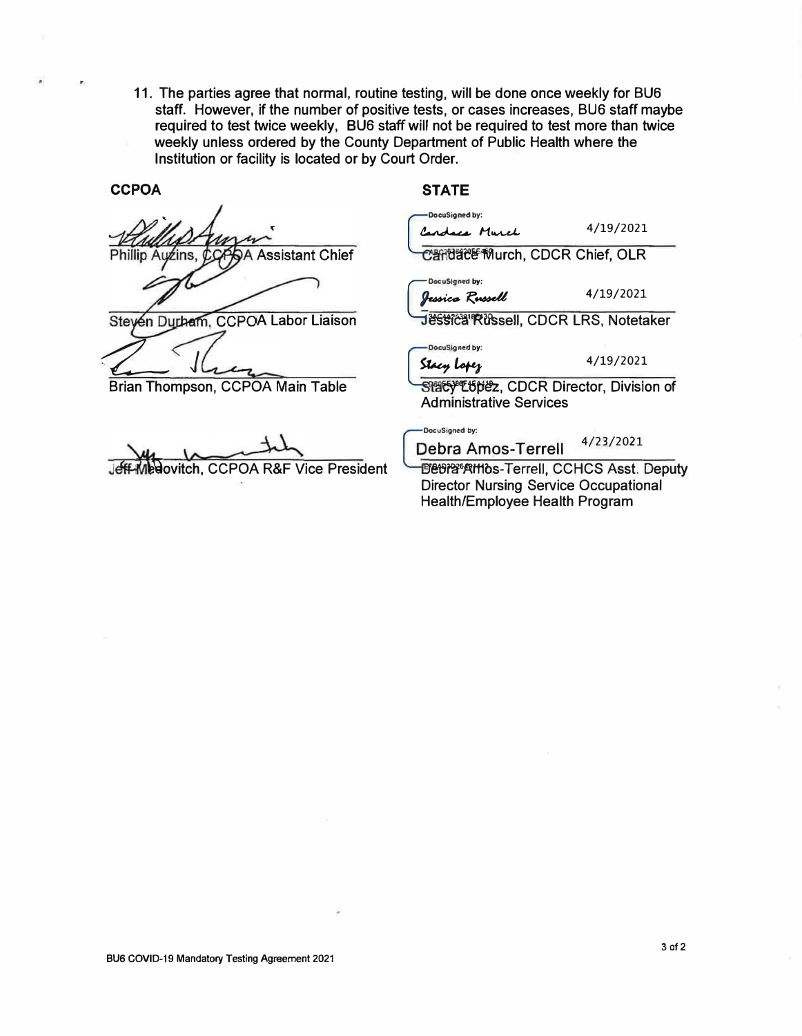11. The parties agree that normal, routine testing, will be done once weekly for BU6 staff. However, if the number of positive tests, or cases increases, BU6 staff maybe required to test twice weekly, BU6 staff will not be required to test more than twice weekly unless ordered by the County Department of Public Health where the Institution or facility is located or by Court Order.

| **CCPOA** | **STATE** |
| --- | --- |
| Phillip Auzins, CCPOA Assistant Chief | DocuSigned by: Candace Murch 4/19/2021<br>Candace Murch, CDCR Chief, OLR |
| Steven Durham, CCPOA Labor Liaison | DocuSigned by: Jessica Russell 4/19/2021<br>Jessica Russell, CDCR LRS, Notetaker |
| Brian Thompson, CCPOA Main Table | DocuSigned by: Stacy Lopez 4/19/2021<br>Stacy Lopez, CDCR Director, Division of Administrative Services |
| Jeff Meadovitch, CCPOA R&F Vice President | DocuSigned by: Debra Amos-Terrell 4/23/2021<br>Debra Amos-Terrell, CCHCS Asst. Deputy Director Nursing Service Occupational Health/Employee Health Program |

BU6 COVID-19 Mandatory Testing Agreement 2021